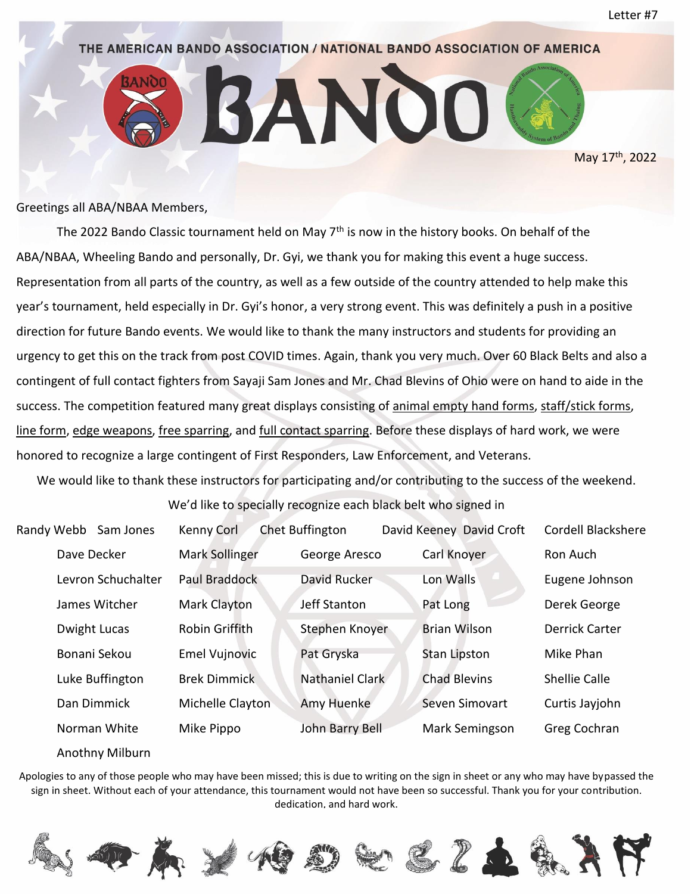Letter #7

THE AMERICAN BANDO ASSOCIATION / NATIONAL BANDO ASSOCIATION OF AMERICA

# BANDO

May 17th, 2022

Greetings all ABA/NBAA Members,

The 2022 Bando Classic tournament held on May 7th is now in the history books. On behalf of the ABA/NBAA, Wheeling Bando and personally, Dr. Gyi, we thank you for making this event a huge success. Representation from all parts of the country, as well as a few outside of the country attended to help make this year's tournament, held especially in Dr. Gyi's honor, a very strong event. This was definitely a push in a positive direction for future Bando events. We would like to thank the many instructors and students for providing an urgency to get this on the track from post COVID times. Again, thank you very much. Over 60 Black Belts and also a contingent of full contact fighters from Sayaji Sam Jones and Mr. Chad Blevins of Ohio were on hand to aide in the success. The competition featured many great displays consisting of animal empty hand forms, staff/stick forms, line form, edge weapons, free sparring, and full contact sparring. Before these displays of hard work, we were honored to recognize a large contingent of First Responders, Law Enforcement, and Veterans.

We would like to thank these instructors for participating and/or contributing to the success of the weekend.

We'd like to specially recognize each black belt who signed in

Randy Webb, Sam Jones, Kenny Corl, Chet Buffington, David Keeney, David Croft, Cordell Blackshere

| | | | | |
|---|---|---|---|---|
| Dave Decker | Mark Sollinger | George Aresco | Carl Knoyer | Ron Auch |
| Levron Schuchalter | Paul Braddock | David Rucker | Lon Walls | Eugene Johnson |
| James Witcher | Mark Clayton | Jeff Stanton | Pat Long | Derek George |
| Dwight Lucas | Robin Griffith | Stephen Knoyer | Brian Wilson | Derrick Carter |
| Bonani Sekou | Emel Vujnovic | Pat Gryska | Stan Lipston | Mike Phan |
| Luke Buffington | Brek Dimmick | Nathaniel Clark | Chad Blevins | Shellie Calle |
| Dan Dimmick | Michelle Clayton | Amy Huenke | Seven Simovart | Curtis Jayjohn |
| Norman White | Mike Pippo | John Barry Bell | Mark Semingson | Greg Cochran |
| Anothny Milburn | | | | |

Apologies to any of those people who may have been missed; this is due to writing on the sign in sheet or any who may have bypassed the sign in sheet. Without each of your attendance, this tournament would not have been so successful. Thank you for your contribution. dedication, and hard work.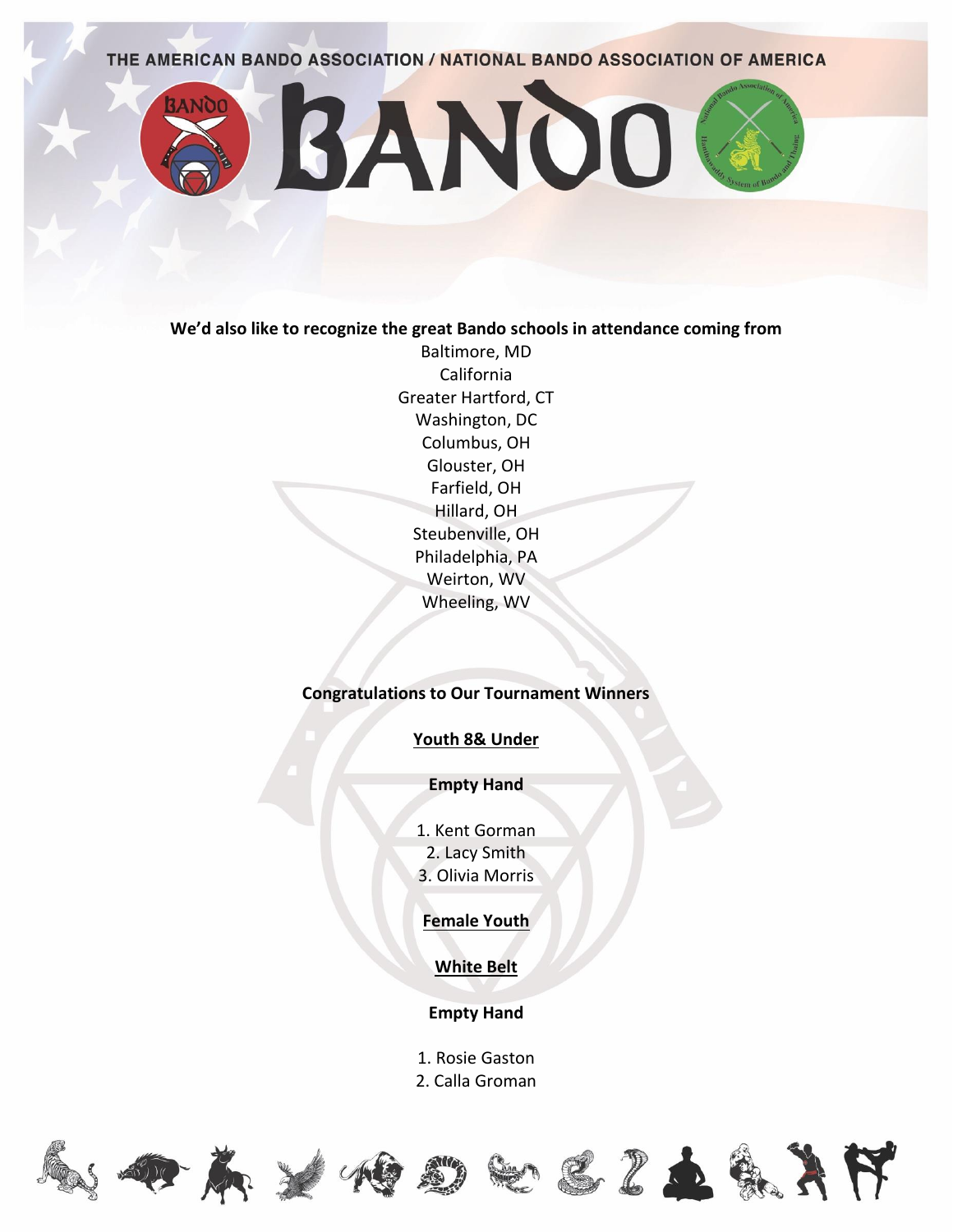**We'd also like to recognize the great Bando schools in attendance coming from**

Baltimore, MD
California
Greater Hartford, CT
Washington, DC
Columbus, OH
Glouster, OH
Farfield, OH
Hillard, OH
Steubenville, OH
Philadelphia, PA
Weirton, WV
Wheeling, WV

**Congratulations to Our Tournament Winners**

**Youth 8& Under**

**Empty Hand**

1. Kent Gorman
2. Lacy Smith
3. Olivia Morris

**Female Youth**

**White Belt**

**Empty Hand**

1. Rosie Gaston
2. Calla Groman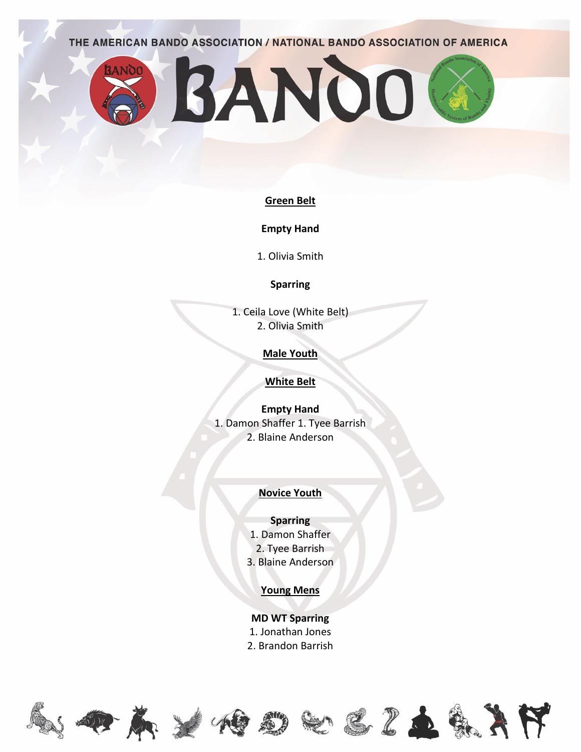**Green Belt**

**Empty Hand**

1. Olivia Smith

**Sparring**

1. Ceila Love (White Belt)
2. Olivia Smith

**Male Youth**

**White Belt**

**Empty Hand**

1. Damon Shaffer 1. Tyee Barrish
2. Blaine Anderson

**Novice Youth**

**Sparring**

1. Damon Shaffer
2. Tyee Barrish
3. Blaine Anderson

**Young Mens**

**MD WT Sparring**

1. Jonathan Jones
2. Brandon Barrish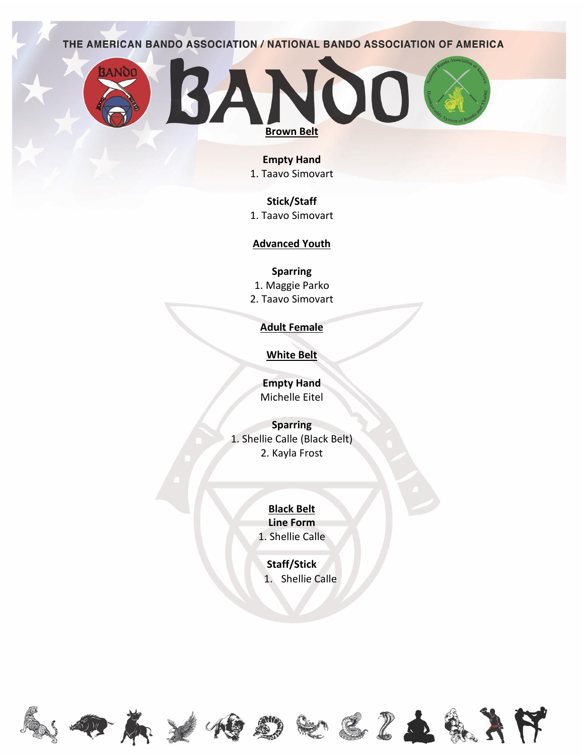**Brown Belt**

**Empty Hand**
1. Taavo Simovart

**Stick/Staff**
1. Taavo Simovart

**Advanced Youth**

**Sparring**
1. Maggie Parko
2. Taavo Simovart

**Adult Female**

**White Belt**

**Empty Hand**
Michelle Eitel

**Sparring**
1. Shellie Calle (Black Belt)
2. Kayla Frost

**Black Belt**
**Line Form**
1. Shellie Calle

**Staff/Stick**
1. Shellie Calle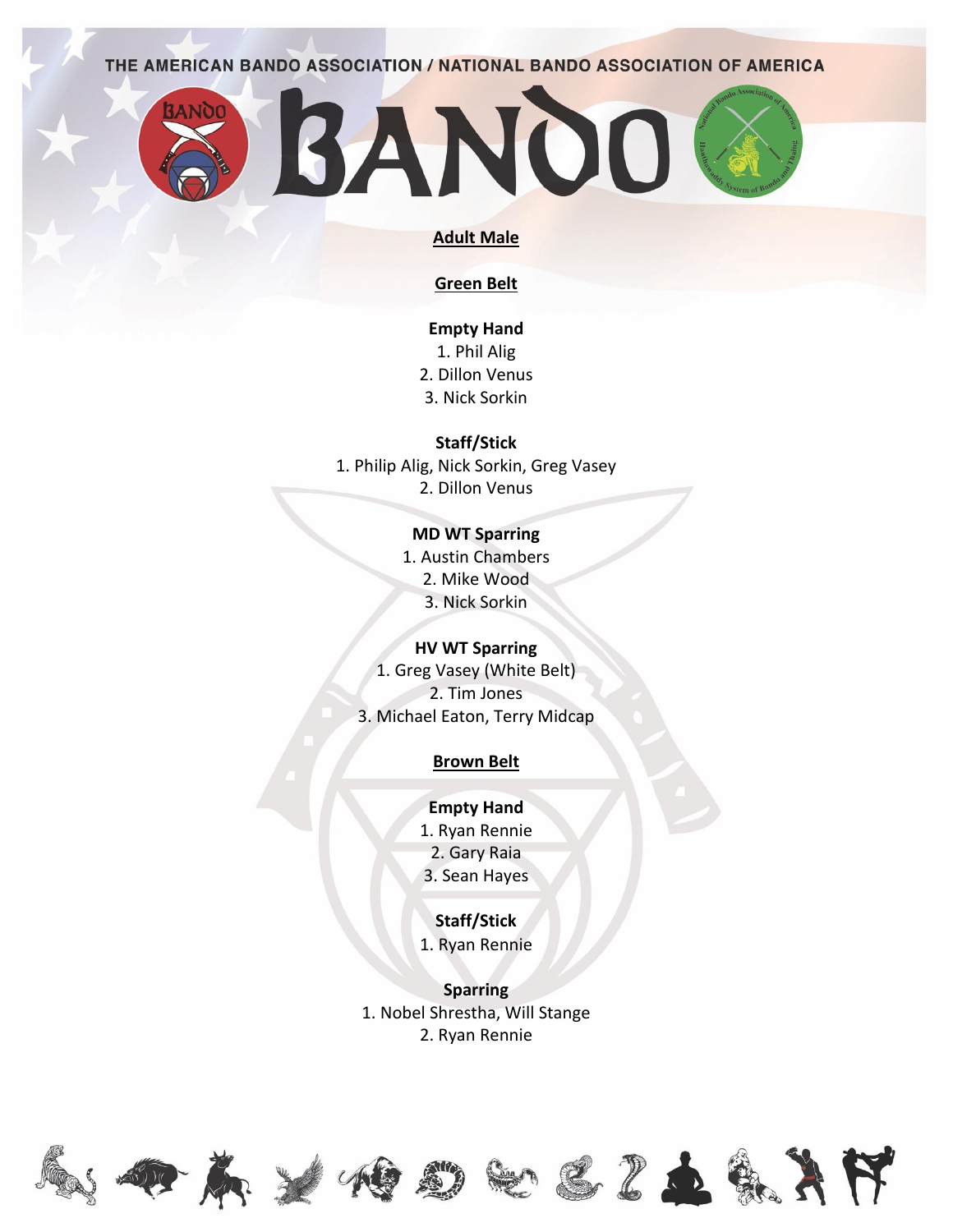THE AMERICAN BANDO ASSOCIATION / NATIONAL BANDO ASSOCIATION OF AMERICA

# BANDO

## Adult Male

### Green Belt

**Empty Hand**

1. Phil Alig
2. Dillon Venus
3. Nick Sorkin

**Staff/Stick**

1. Philip Alig, Nick Sorkin, Greg Vasey
2. Dillon Venus

**MD WT Sparring**

1. Austin Chambers
2. Mike Wood
3. Nick Sorkin

**HV WT Sparring**

1. Greg Vasey (White Belt)
2. Tim Jones
3. Michael Eaton, Terry Midcap

### Brown Belt

**Empty Hand**

1. Ryan Rennie
2. Gary Raia
3. Sean Hayes

**Staff/Stick**

1. Ryan Rennie

**Sparring**

1. Nobel Shrestha, Will Stange
2. Ryan Rennie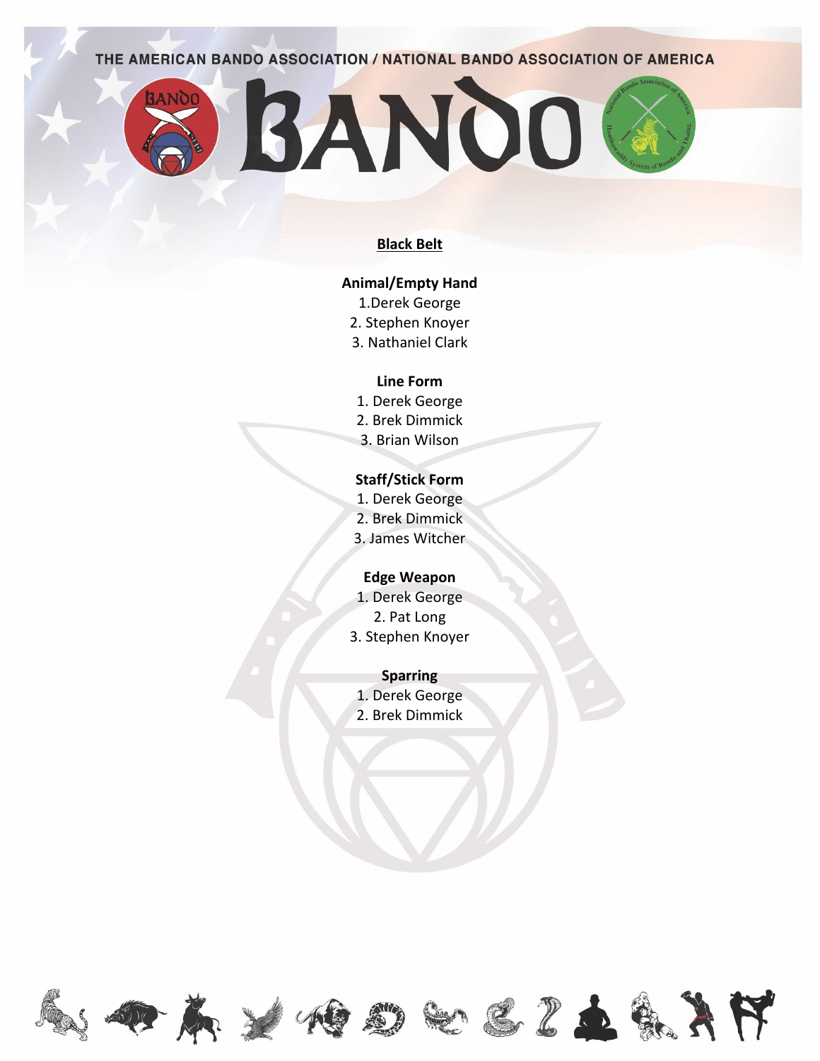THE AMERICAN BANDO ASSOCIATION / NATIONAL BANDO ASSOCIATION OF AMERICA

# BANDO

## Black Belt

### Animal/Empty Hand
1. Derek George
2. Stephen Knoyer
3. Nathaniel Clark

### Line Form
1. Derek George
2. Brek Dimmick
3. Brian Wilson

### Staff/Stick Form
1. Derek George
2. Brek Dimmick
3. James Witcher

### Edge Weapon
1. Derek George
2. Pat Long
3. Stephen Knoyer

### Sparring
1. Derek George
2. Brek Dimmick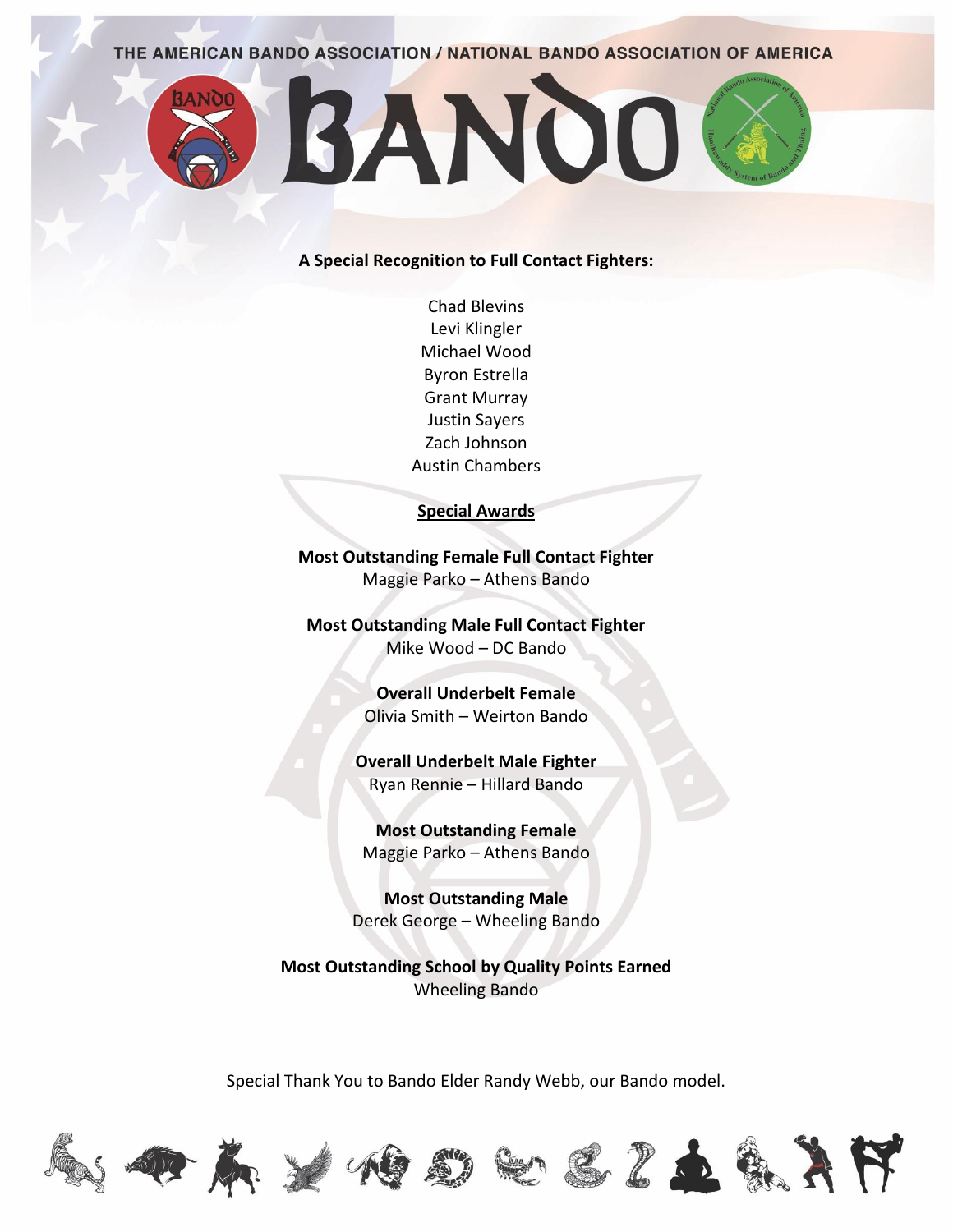THE AMERICAN BANDO ASSOCIATION / NATIONAL BANDO ASSOCIATION OF AMERICA

# BANDO

**A Special Recognition to Full Contact Fighters:**

Chad Blevins
Levi Klingler
Michael Wood
Byron Estrella
Grant Murray
Justin Sayers
Zach Johnson
Austin Chambers

## Special Awards

**Most Outstanding Female Full Contact Fighter**
Maggie Parko – Athens Bando

**Most Outstanding Male Full Contact Fighter**
Mike Wood – DC Bando

**Overall Underbelt Female**
Olivia Smith – Weirton Bando

**Overall Underbelt Male Fighter**
Ryan Rennie – Hillard Bando

**Most Outstanding Female**
Maggie Parko – Athens Bando

**Most Outstanding Male**
Derek George – Wheeling Bando

**Most Outstanding School by Quality Points Earned**
Wheeling Bando

Special Thank You to Bando Elder Randy Webb, our Bando model.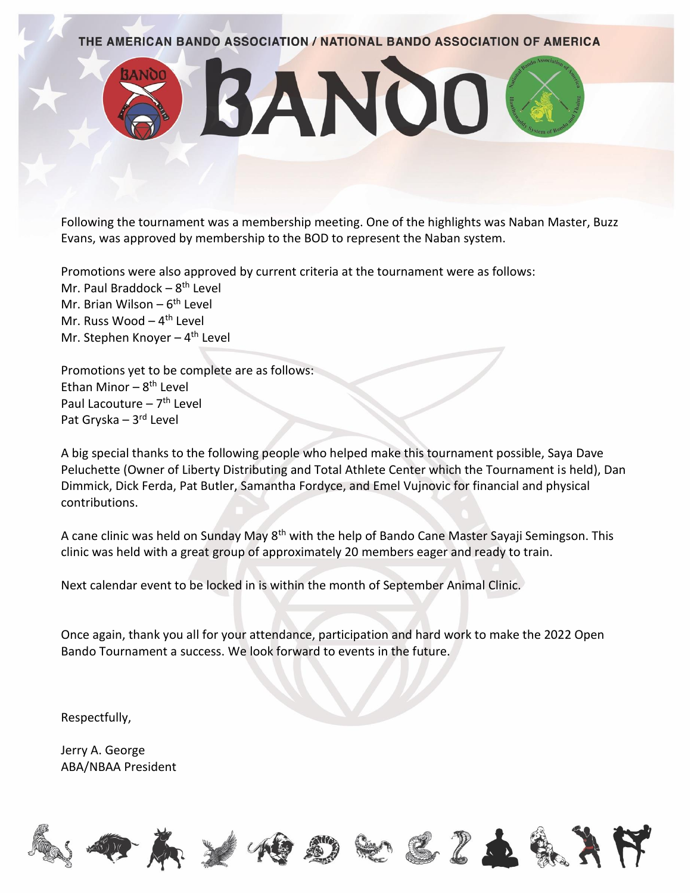THE AMERICAN BANDO ASSOCIATION / NATIONAL BANDO ASSOCIATION OF AMERICA

# BANDO

Following the tournament was a membership meeting. One of the highlights was Naban Master, Buzz Evans, was approved by membership to the BOD to represent the Naban system.

Promotions were also approved by current criteria at the tournament were as follows:
Mr. Paul Braddock – 8th Level
Mr. Brian Wilson – 6th Level
Mr. Russ Wood – 4th Level
Mr. Stephen Knoyer – 4th Level

Promotions yet to be complete are as follows:
Ethan Minor – 8th Level
Paul Lacouture – 7th Level
Pat Gryska – 3rd Level

A big special thanks to the following people who helped make this tournament possible, Saya Dave Peluchette (Owner of Liberty Distributing and Total Athlete Center which the Tournament is held), Dan Dimmick, Dick Ferda, Pat Butler, Samantha Fordyce, and Emel Vujnovic for financial and physical contributions.

A cane clinic was held on Sunday May 8th with the help of Bando Cane Master Sayaji Semingson. This clinic was held with a great group of approximately 20 members eager and ready to train.

Next calendar event to be locked in is within the month of September Animal Clinic.

Once again, thank you all for your attendance, participation and hard work to make the 2022 Open Bando Tournament a success. We look forward to events in the future.

Respectfully,

Jerry A. George
ABA/NBAA President